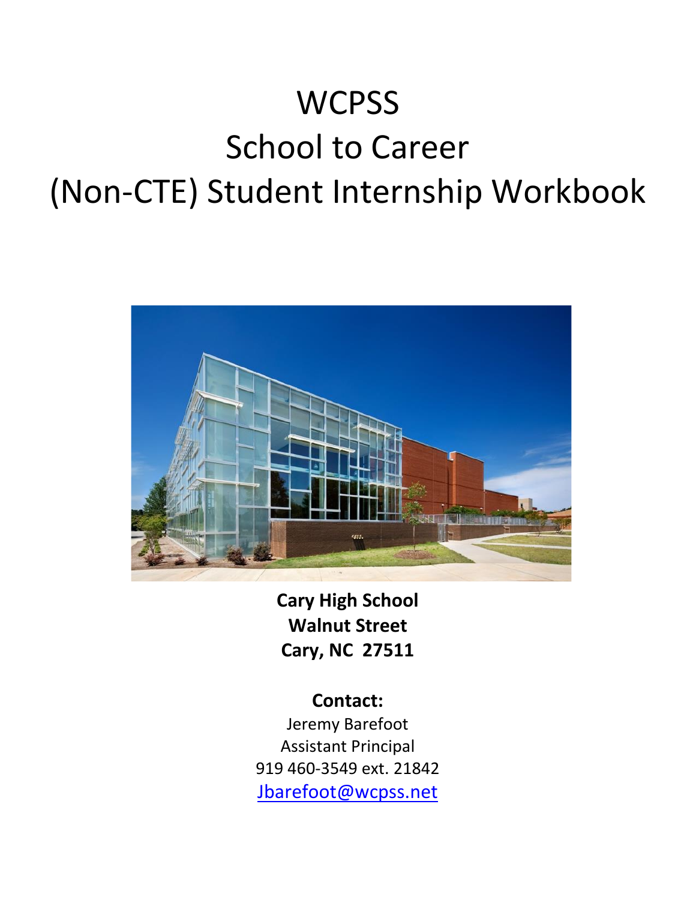# WCPSS
# School to Career
# (Non-CTE) Student Internship Workbook

**Cary High School**
**Walnut Street**
**Cary, NC 27511**

**Contact:**
Jeremy Barefoot
Assistant Principal
919 460-3549 ext. 21842
Jbarefoot@wcpss.net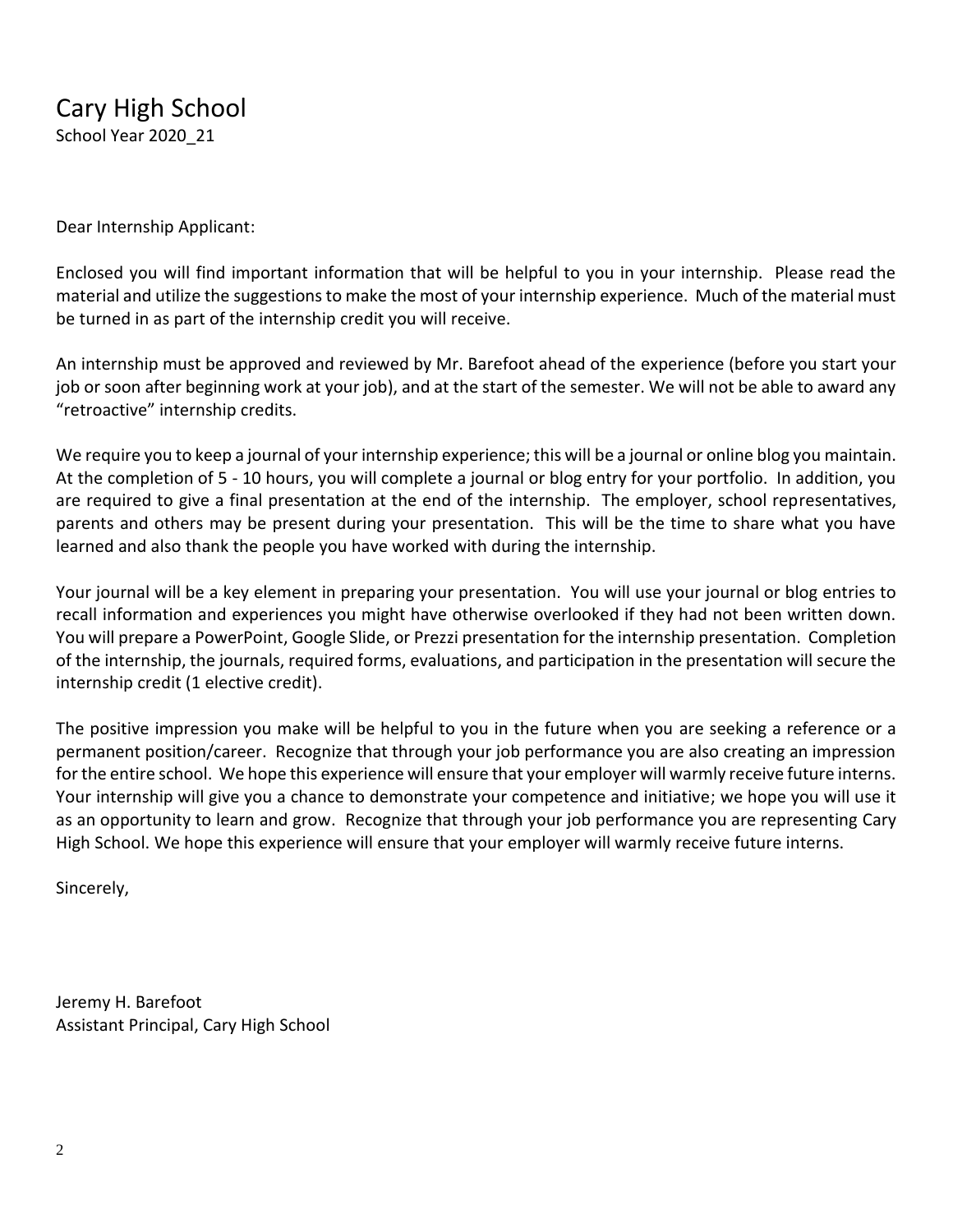# Cary High School

School Year 2020_21

Dear Internship Applicant:

Enclosed you will find important information that will be helpful to you in your internship. Please read the material and utilize the suggestions to make the most of your internship experience. Much of the material must be turned in as part of the internship credit you will receive.

An internship must be approved and reviewed by Mr. Barefoot ahead of the experience (before you start your job or soon after beginning work at your job), and at the start of the semester. We will not be able to award any "retroactive" internship credits.

We require you to keep a journal of your internship experience; this will be a journal or online blog you maintain. At the completion of 5 - 10 hours, you will complete a journal or blog entry for your portfolio. In addition, you are required to give a final presentation at the end of the internship. The employer, school representatives, parents and others may be present during your presentation. This will be the time to share what you have learned and also thank the people you have worked with during the internship.

Your journal will be a key element in preparing your presentation. You will use your journal or blog entries to recall information and experiences you might have otherwise overlooked if they had not been written down. You will prepare a PowerPoint, Google Slide, or Prezzi presentation for the internship presentation. Completion of the internship, the journals, required forms, evaluations, and participation in the presentation will secure the internship credit (1 elective credit).

The positive impression you make will be helpful to you in the future when you are seeking a reference or a permanent position/career. Recognize that through your job performance you are also creating an impression for the entire school. We hope this experience will ensure that your employer will warmly receive future interns. Your internship will give you a chance to demonstrate your competence and initiative; we hope you will use it as an opportunity to learn and grow. Recognize that through your job performance you are representing Cary High School. We hope this experience will ensure that your employer will warmly receive future interns.

Sincerely,

Jeremy H. Barefoot
Assistant Principal, Cary High School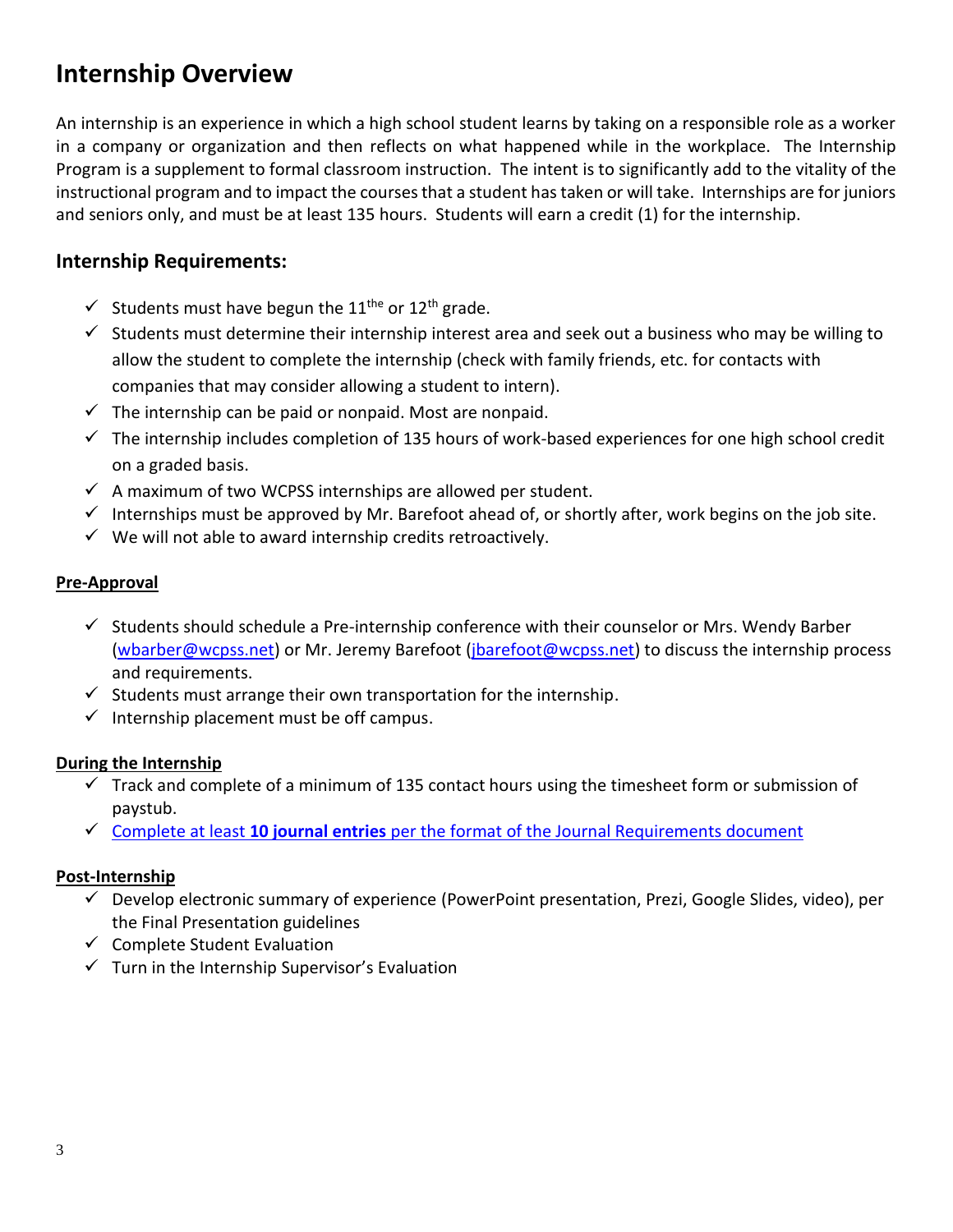# Internship Overview

An internship is an experience in which a high school student learns by taking on a responsible role as a worker in a company or organization and then reflects on what happened while in the workplace. The Internship Program is a supplement to formal classroom instruction. The intent is to significantly add to the vitality of the instructional program and to impact the courses that a student has taken or will take. Internships are for juniors and seniors only, and must be at least 135 hours. Students will earn a credit (1) for the internship.

## Internship Requirements:

- ✓ Students must have begun the 11the or 12th grade.
- ✓ Students must determine their internship interest area and seek out a business who may be willing to allow the student to complete the internship (check with family friends, etc. for contacts with companies that may consider allowing a student to intern).
- ✓ The internship can be paid or nonpaid. Most are nonpaid.
- ✓ The internship includes completion of 135 hours of work-based experiences for one high school credit on a graded basis.
- ✓ A maximum of two WCPSS internships are allowed per student.
- ✓ Internships must be approved by Mr. Barefoot ahead of, or shortly after, work begins on the job site.
- ✓ We will not able to award internship credits retroactively.

**Pre-Approval**

- ✓ Students should schedule a Pre-internship conference with their counselor or Mrs. Wendy Barber (wbarber@wcpss.net) or Mr. Jeremy Barefoot (jbarefoot@wcpss.net) to discuss the internship process and requirements.
- ✓ Students must arrange their own transportation for the internship.
- ✓ Internship placement must be off campus.

**During the Internship**

- ✓ Track and complete of a minimum of 135 contact hours using the timesheet form or submission of paystub.
- ✓ Complete at least **10 journal entries** per the format of the Journal Requirements document

**Post-Internship**

- ✓ Develop electronic summary of experience (PowerPoint presentation, Prezi, Google Slides, video), per the Final Presentation guidelines
- ✓ Complete Student Evaluation
- ✓ Turn in the Internship Supervisor's Evaluation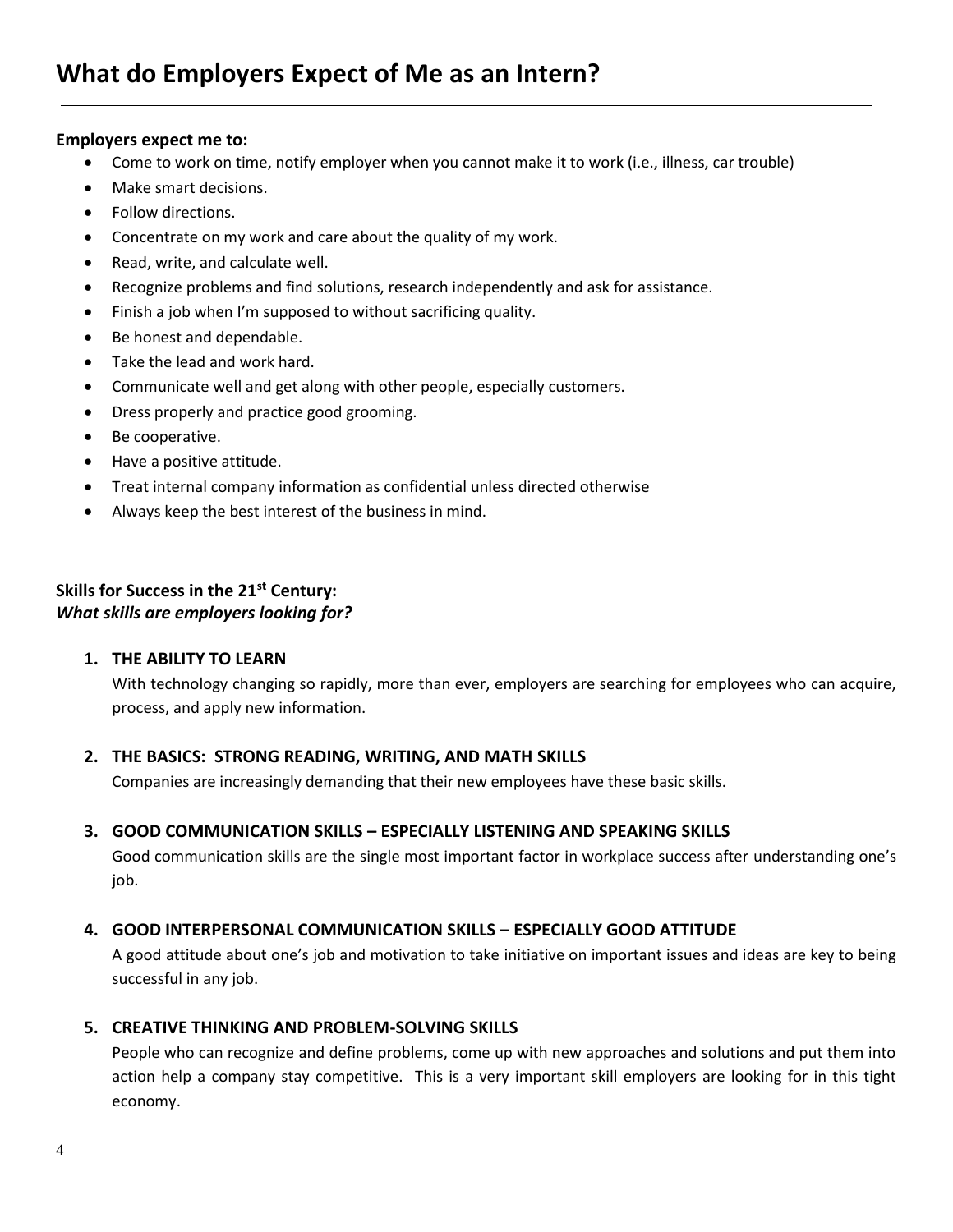# What do Employers Expect of Me as an Intern?

**Employers expect me to:**

- Come to work on time, notify employer when you cannot make it to work (i.e., illness, car trouble)
- Make smart decisions.
- Follow directions.
- Concentrate on my work and care about the quality of my work.
- Read, write, and calculate well.
- Recognize problems and find solutions, research independently and ask for assistance.
- Finish a job when I'm supposed to without sacrificing quality.
- Be honest and dependable.
- Take the lead and work hard.
- Communicate well and get along with other people, especially customers.
- Dress properly and practice good grooming.
- Be cooperative.
- Have a positive attitude.
- Treat internal company information as confidential unless directed otherwise
- Always keep the best interest of the business in mind.

**Skills for Success in the 21st Century:**
***What skills are employers looking for?***

1. **THE ABILITY TO LEARN**
   With technology changing so rapidly, more than ever, employers are searching for employees who can acquire, process, and apply new information.

2. **THE BASICS: STRONG READING, WRITING, AND MATH SKILLS**
   Companies are increasingly demanding that their new employees have these basic skills.

3. **GOOD COMMUNICATION SKILLS – ESPECIALLY LISTENING AND SPEAKING SKILLS**
   Good communication skills are the single most important factor in workplace success after understanding one's job.

4. **GOOD INTERPERSONAL COMMUNICATION SKILLS – ESPECIALLY GOOD ATTITUDE**
   A good attitude about one's job and motivation to take initiative on important issues and ideas are key to being successful in any job.

5. **CREATIVE THINKING AND PROBLEM-SOLVING SKILLS**
   People who can recognize and define problems, come up with new approaches and solutions and put them into action help a company stay competitive. This is a very important skill employers are looking for in this tight economy.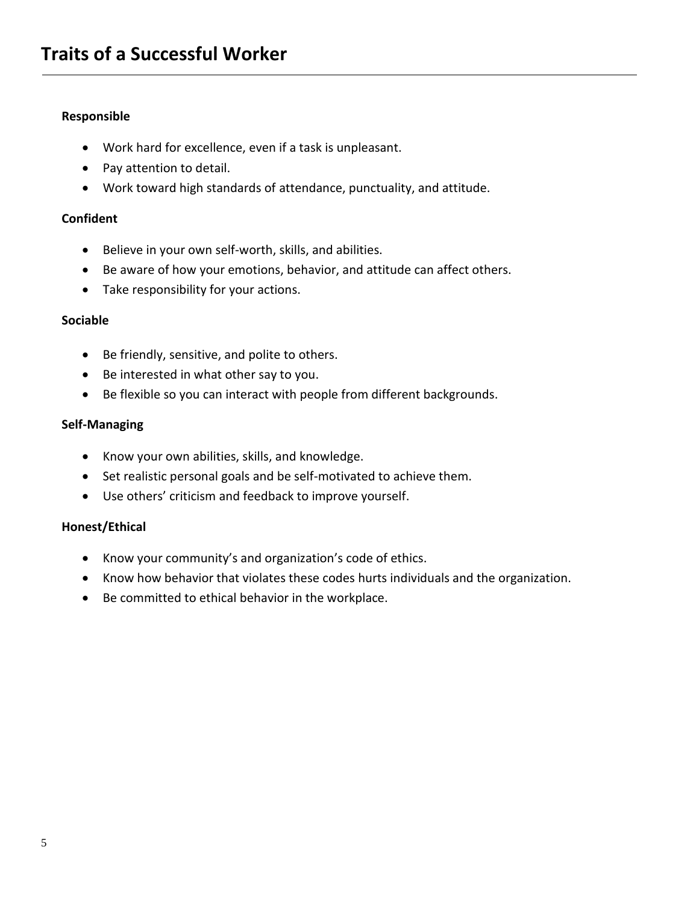# Traits of a Successful Worker

**Responsible**

- Work hard for excellence, even if a task is unpleasant.
- Pay attention to detail.
- Work toward high standards of attendance, punctuality, and attitude.

**Confident**

- Believe in your own self-worth, skills, and abilities.
- Be aware of how your emotions, behavior, and attitude can affect others.
- Take responsibility for your actions.

**Sociable**

- Be friendly, sensitive, and polite to others.
- Be interested in what other say to you.
- Be flexible so you can interact with people from different backgrounds.

**Self-Managing**

- Know your own abilities, skills, and knowledge.
- Set realistic personal goals and be self-motivated to achieve them.
- Use others' criticism and feedback to improve yourself.

**Honest/Ethical**

- Know your community's and organization's code of ethics.
- Know how behavior that violates these codes hurts individuals and the organization.
- Be committed to ethical behavior in the workplace.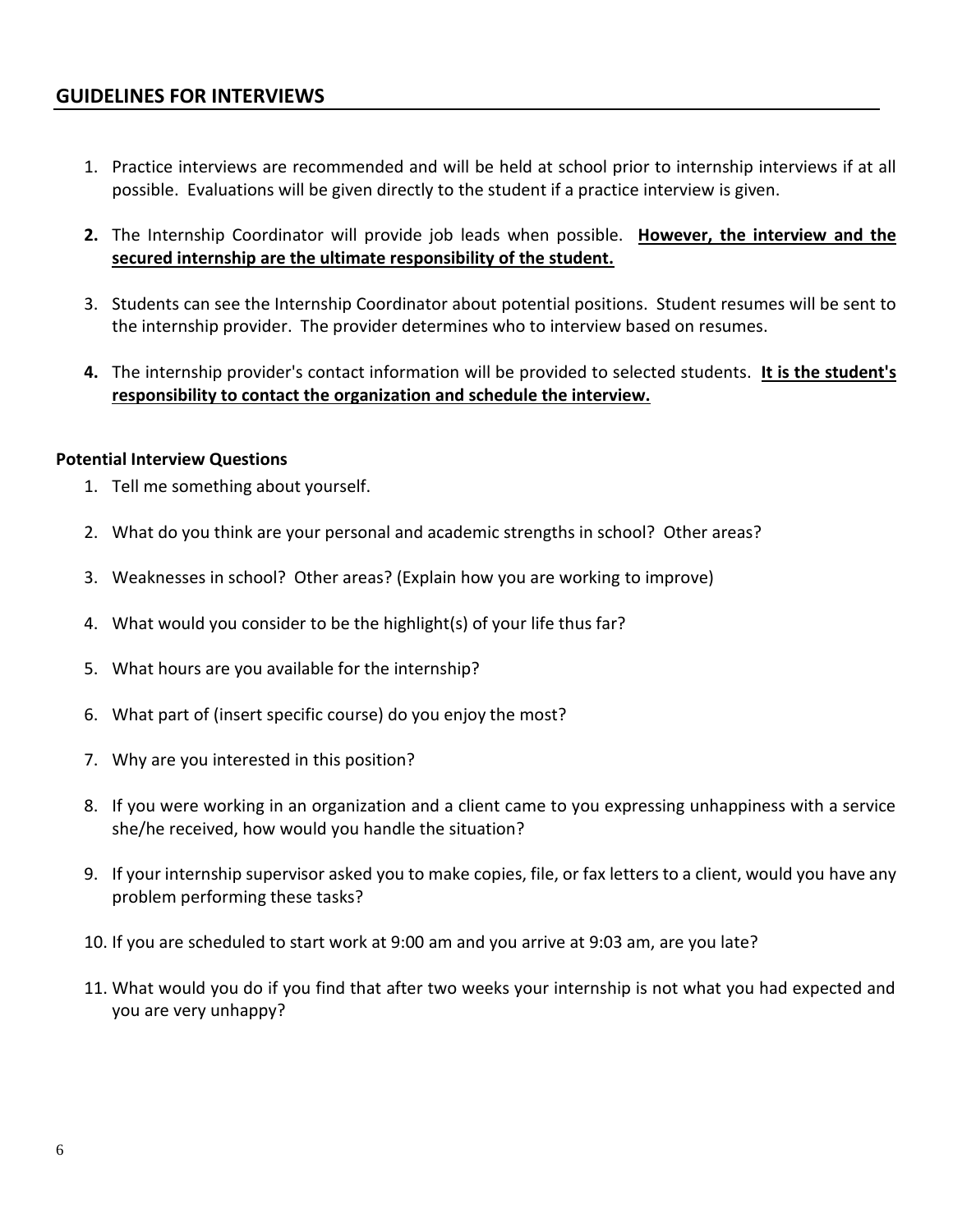## GUIDELINES FOR INTERVIEWS

1. Practice interviews are recommended and will be held at school prior to internship interviews if at all possible. Evaluations will be given directly to the student if a practice interview is given.

2. The Internship Coordinator will provide job leads when possible. **However, the interview and the secured internship are the ultimate responsibility of the student.**

3. Students can see the Internship Coordinator about potential positions. Student resumes will be sent to the internship provider. The provider determines who to interview based on resumes.

4. The internship provider's contact information will be provided to selected students. **It is the student's responsibility to contact the organization and schedule the interview.**

**Potential Interview Questions**

1. Tell me something about yourself.
2. What do you think are your personal and academic strengths in school? Other areas?
3. Weaknesses in school? Other areas? (Explain how you are working to improve)
4. What would you consider to be the highlight(s) of your life thus far?
5. What hours are you available for the internship?
6. What part of (insert specific course) do you enjoy the most?
7. Why are you interested in this position?
8. If you were working in an organization and a client came to you expressing unhappiness with a service she/he received, how would you handle the situation?
9. If your internship supervisor asked you to make copies, file, or fax letters to a client, would you have any problem performing these tasks?
10. If you are scheduled to start work at 9:00 am and you arrive at 9:03 am, are you late?
11. What would you do if you find that after two weeks your internship is not what you had expected and you are very unhappy?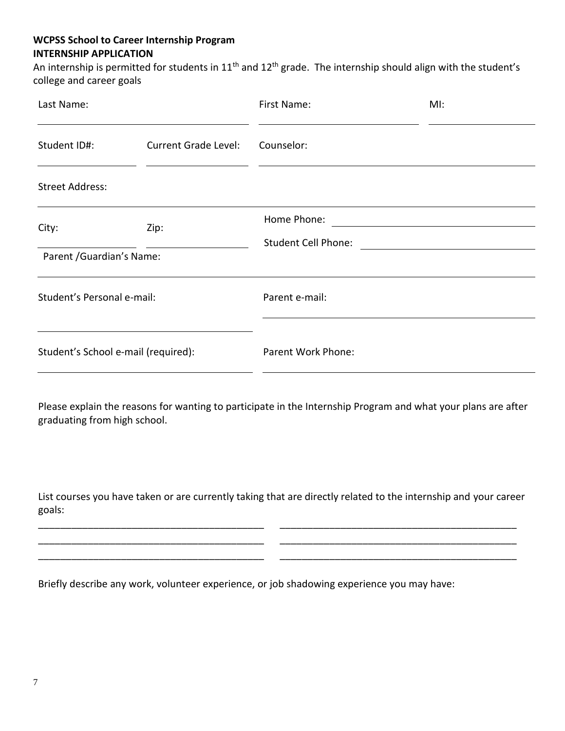**WCPSS School to Career Internship Program**
**INTERNSHIP APPLICATION**

An internship is permitted for students in 11th and 12th grade. The internship should align with the student's college and career goals

Last Name: ______________________ First Name: ______________________ MI: __________

Student ID#: __________ Current Grade Level: __________ Counselor: ______________________

Street Address: ____________________________________________

City: __________ Zip: __________ Home Phone: ______________________

Student Cell Phone: ______________________

Parent /Guardian's Name: ____________________________________________

Student's Personal e-mail: ______________________ Parent e-mail: ______________________

Student's School e-mail (required): ______________________ Parent Work Phone: ______________________

Please explain the reasons for wanting to participate in the Internship Program and what your plans are after graduating from high school.

List courses you have taken or are currently taking that are directly related to the internship and your career goals:

________________________________________ ________________________________________
________________________________________ ________________________________________
________________________________________ ________________________________________

Briefly describe any work, volunteer experience, or job shadowing experience you may have: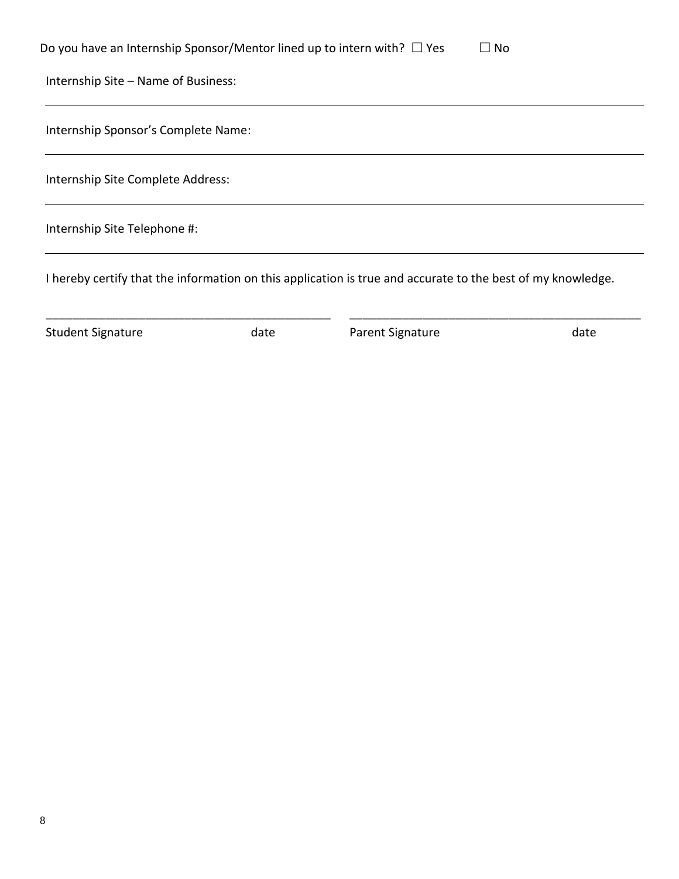Do you have an Internship Sponsor/Mentor lined up to intern with? ☐ Yes ☐ No

Internship Site – Name of Business:

---

Internship Sponsor's Complete Name:

---

Internship Site Complete Address:

---

Internship Site Telephone #:

---

I hereby certify that the information on this application is true and accurate to the best of my knowledge.

_____________________________________________ _____________________________________________

Student Signature date Parent Signature date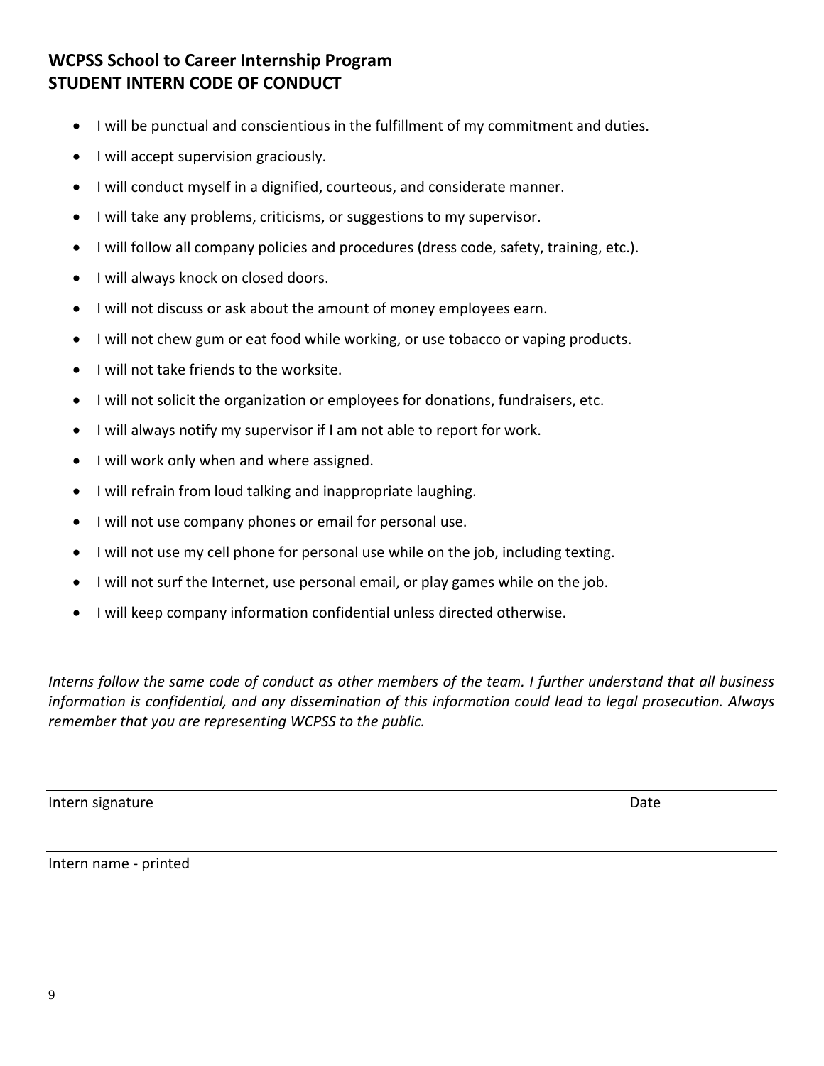## WCPSS School to Career Internship Program
## STUDENT INTERN CODE OF CONDUCT

- I will be punctual and conscientious in the fulfillment of my commitment and duties.
- I will accept supervision graciously.
- I will conduct myself in a dignified, courteous, and considerate manner.
- I will take any problems, criticisms, or suggestions to my supervisor.
- I will follow all company policies and procedures (dress code, safety, training, etc.).
- I will always knock on closed doors.
- I will not discuss or ask about the amount of money employees earn.
- I will not chew gum or eat food while working, or use tobacco or vaping products.
- I will not take friends to the worksite.
- I will not solicit the organization or employees for donations, fundraisers, etc.
- I will always notify my supervisor if I am not able to report for work.
- I will work only when and where assigned.
- I will refrain from loud talking and inappropriate laughing.
- I will not use company phones or email for personal use.
- I will not use my cell phone for personal use while on the job, including texting.
- I will not surf the Internet, use personal email, or play games while on the job.
- I will keep company information confidential unless directed otherwise.

*Interns follow the same code of conduct as other members of the team. I further understand that all business information is confidential, and any dissemination of this information could lead to legal prosecution. Always remember that you are representing WCPSS to the public.*

Intern signature                                                                                                    Date

Intern name - printed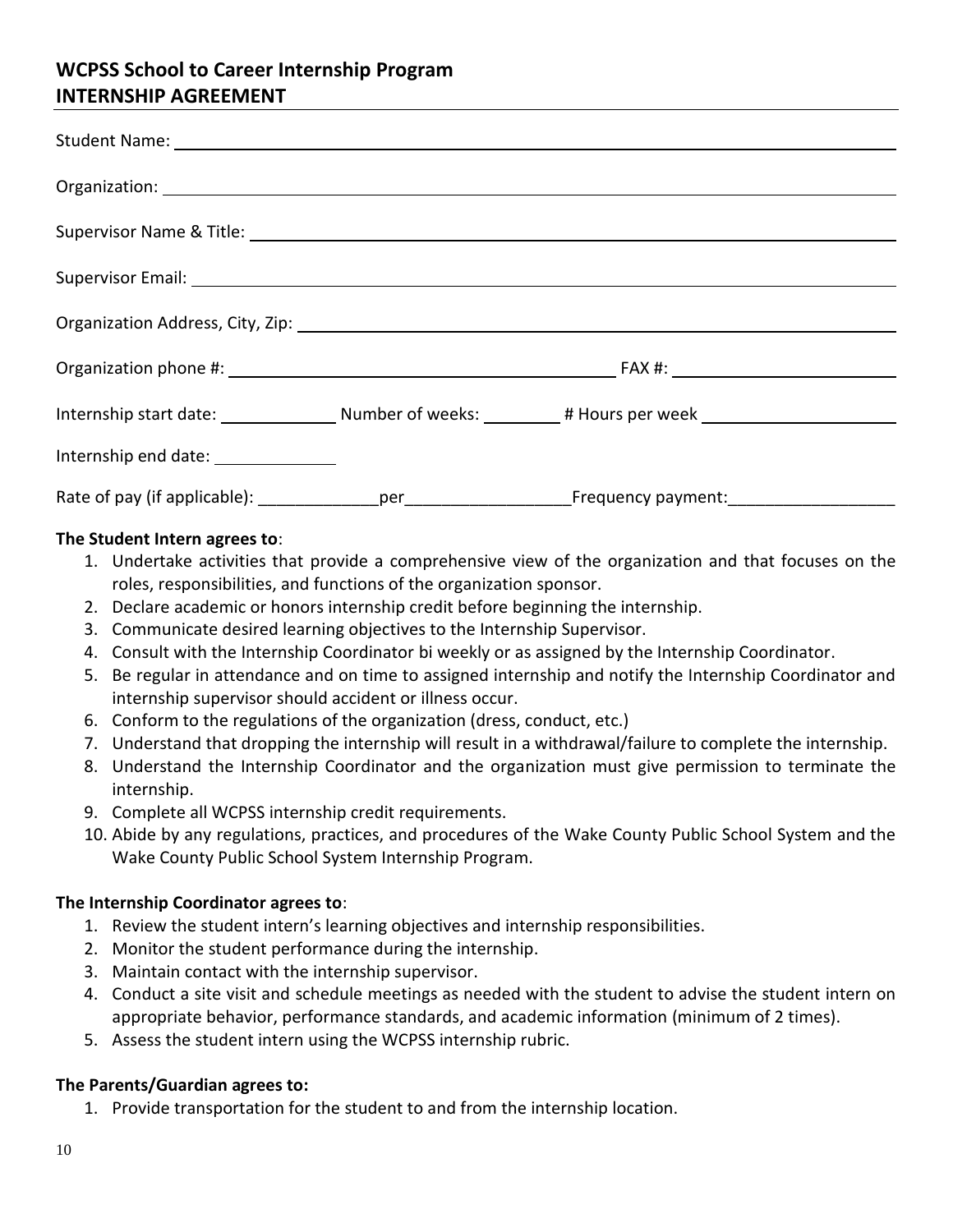## WCPSS School to Career Internship Program
## INTERNSHIP AGREEMENT

Student Name: ____________________________________________

Organization: ____________________________________________

Supervisor Name & Title: ____________________________________________

Supervisor Email: ____________________________________________

Organization Address, City, Zip: ____________________________________________

Organization phone #: ______________________ FAX #: ______________________

Internship start date: ____________ Number of weeks: ________ # Hours per week ____________________

Internship end date: ____________

Rate of pay (if applicable): _____________per_________________Frequency payment:__________________

**The Student Intern agrees to**:

1. Undertake activities that provide a comprehensive view of the organization and that focuses on the roles, responsibilities, and functions of the organization sponsor.
2. Declare academic or honors internship credit before beginning the internship.
3. Communicate desired learning objectives to the Internship Supervisor.
4. Consult with the Internship Coordinator bi weekly or as assigned by the Internship Coordinator.
5. Be regular in attendance and on time to assigned internship and notify the Internship Coordinator and internship supervisor should accident or illness occur.
6. Conform to the regulations of the organization (dress, conduct, etc.)
7. Understand that dropping the internship will result in a withdrawal/failure to complete the internship.
8. Understand the Internship Coordinator and the organization must give permission to terminate the internship.
9. Complete all WCPSS internship credit requirements.
10. Abide by any regulations, practices, and procedures of the Wake County Public School System and the Wake County Public School System Internship Program.

**The Internship Coordinator agrees to**:

1. Review the student intern's learning objectives and internship responsibilities.
2. Monitor the student performance during the internship.
3. Maintain contact with the internship supervisor.
4. Conduct a site visit and schedule meetings as needed with the student to advise the student intern on appropriate behavior, performance standards, and academic information (minimum of 2 times).
5. Assess the student intern using the WCPSS internship rubric.

**The Parents/Guardian agrees to:**

1. Provide transportation for the student to and from the internship location.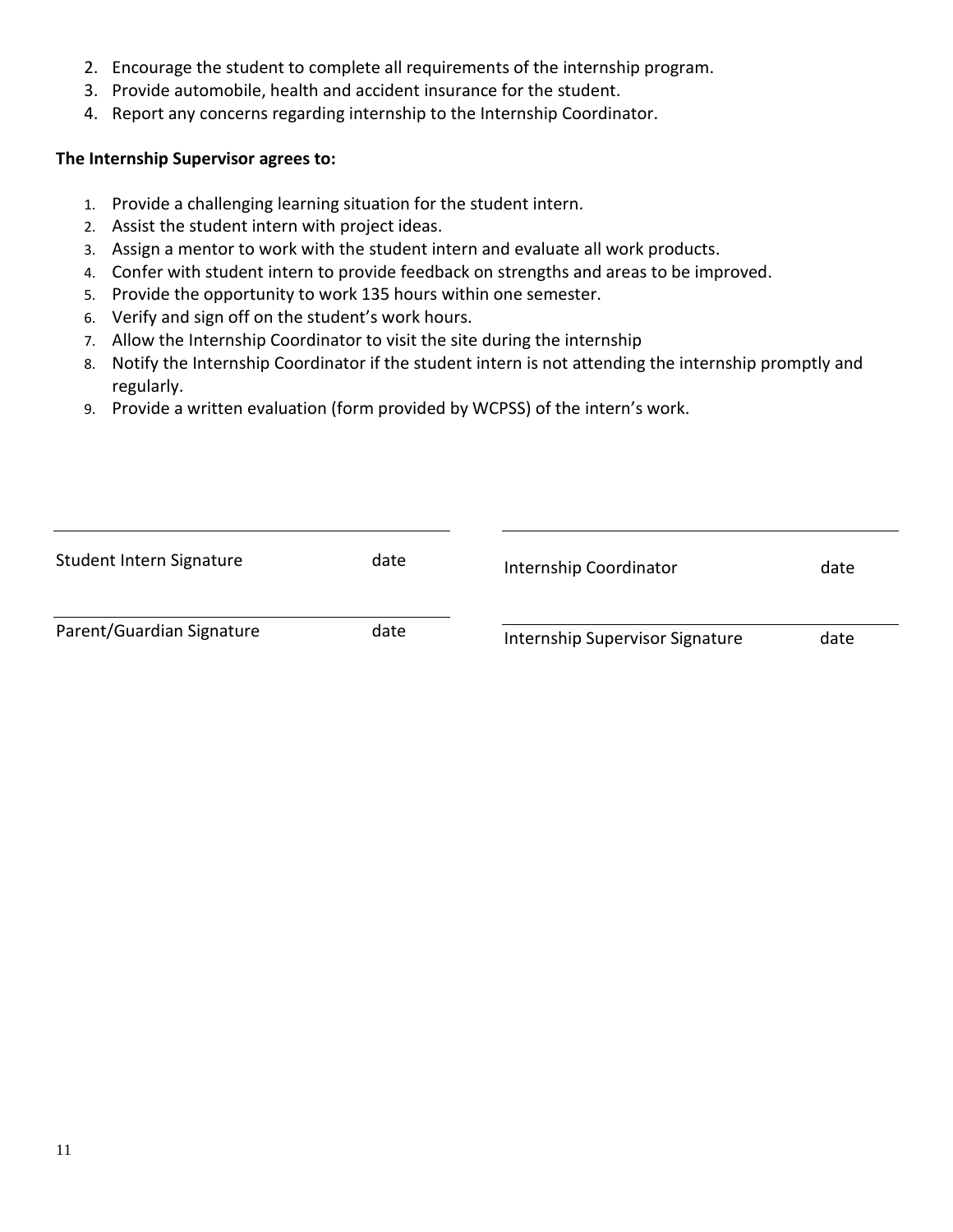2. Encourage the student to complete all requirements of the internship program.
3. Provide automobile, health and accident insurance for the student.
4. Report any concerns regarding internship to the Internship Coordinator.

**The Internship Supervisor agrees to:**

1. Provide a challenging learning situation for the student intern.
2. Assist the student intern with project ideas.
3. Assign a mentor to work with the student intern and evaluate all work products.
4. Confer with student intern to provide feedback on strengths and areas to be improved.
5. Provide the opportunity to work 135 hours within one semester.
6. Verify and sign off on the student's work hours.
7. Allow the Internship Coordinator to visit the site during the internship
8. Notify the Internship Coordinator if the student intern is not attending the internship promptly and regularly.
9. Provide a written evaluation (form provided by WCPSS) of the intern's work.

\_\_\_\_\_\_\_\_\_\_\_\_\_\_\_\_\_\_\_\_\_\_\_\_\_\_\_\_\_\_\_\_\_\_\_\_\_\_\_\_
Student Intern Signature date

\_\_\_\_\_\_\_\_\_\_\_\_\_\_\_\_\_\_\_\_\_\_\_\_\_\_\_\_\_\_\_\_\_\_\_\_\_\_\_\_
Internship Coordinator date

\_\_\_\_\_\_\_\_\_\_\_\_\_\_\_\_\_\_\_\_\_\_\_\_\_\_\_\_\_\_\_\_\_\_\_\_\_\_\_\_
Parent/Guardian Signature date

\_\_\_\_\_\_\_\_\_\_\_\_\_\_\_\_\_\_\_\_\_\_\_\_\_\_\_\_\_\_\_\_\_\_\_\_\_\_\_\_
Internship Supervisor Signature date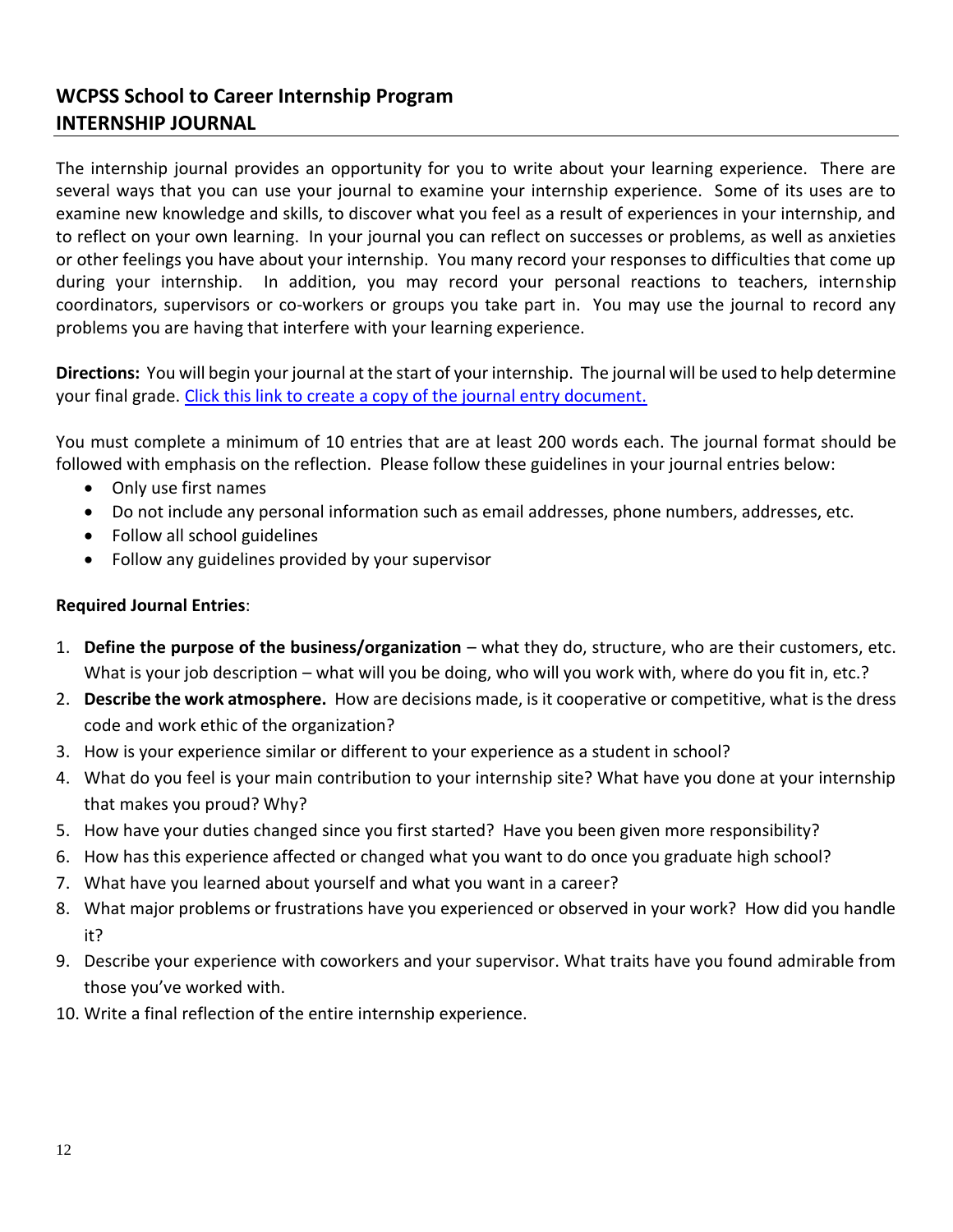## WCPSS School to Career Internship Program
## INTERNSHIP JOURNAL

The internship journal provides an opportunity for you to write about your learning experience. There are several ways that you can use your journal to examine your internship experience. Some of its uses are to examine new knowledge and skills, to discover what you feel as a result of experiences in your internship, and to reflect on your own learning. In your journal you can reflect on successes or problems, as well as anxieties or other feelings you have about your internship. You many record your responses to difficulties that come up during your internship. In addition, you may record your personal reactions to teachers, internship coordinators, supervisors or co-workers or groups you take part in. You may use the journal to record any problems you are having that interfere with your learning experience.

**Directions:** You will begin your journal at the start of your internship. The journal will be used to help determine your final grade. Click this link to create a copy of the journal entry document.

You must complete a minimum of 10 entries that are at least 200 words each. The journal format should be followed with emphasis on the reflection. Please follow these guidelines in your journal entries below:

- Only use first names
- Do not include any personal information such as email addresses, phone numbers, addresses, etc.
- Follow all school guidelines
- Follow any guidelines provided by your supervisor

**Required Journal Entries**:

1. **Define the purpose of the business/organization** – what they do, structure, who are their customers, etc. What is your job description – what will you be doing, who will you work with, where do you fit in, etc.?
2. **Describe the work atmosphere.** How are decisions made, is it cooperative or competitive, what is the dress code and work ethic of the organization?
3. How is your experience similar or different to your experience as a student in school?
4. What do you feel is your main contribution to your internship site? What have you done at your internship that makes you proud? Why?
5. How have your duties changed since you first started? Have you been given more responsibility?
6. How has this experience affected or changed what you want to do once you graduate high school?
7. What have you learned about yourself and what you want in a career?
8. What major problems or frustrations have you experienced or observed in your work? How did you handle it?
9. Describe your experience with coworkers and your supervisor. What traits have you found admirable from those you've worked with.
10. Write a final reflection of the entire internship experience.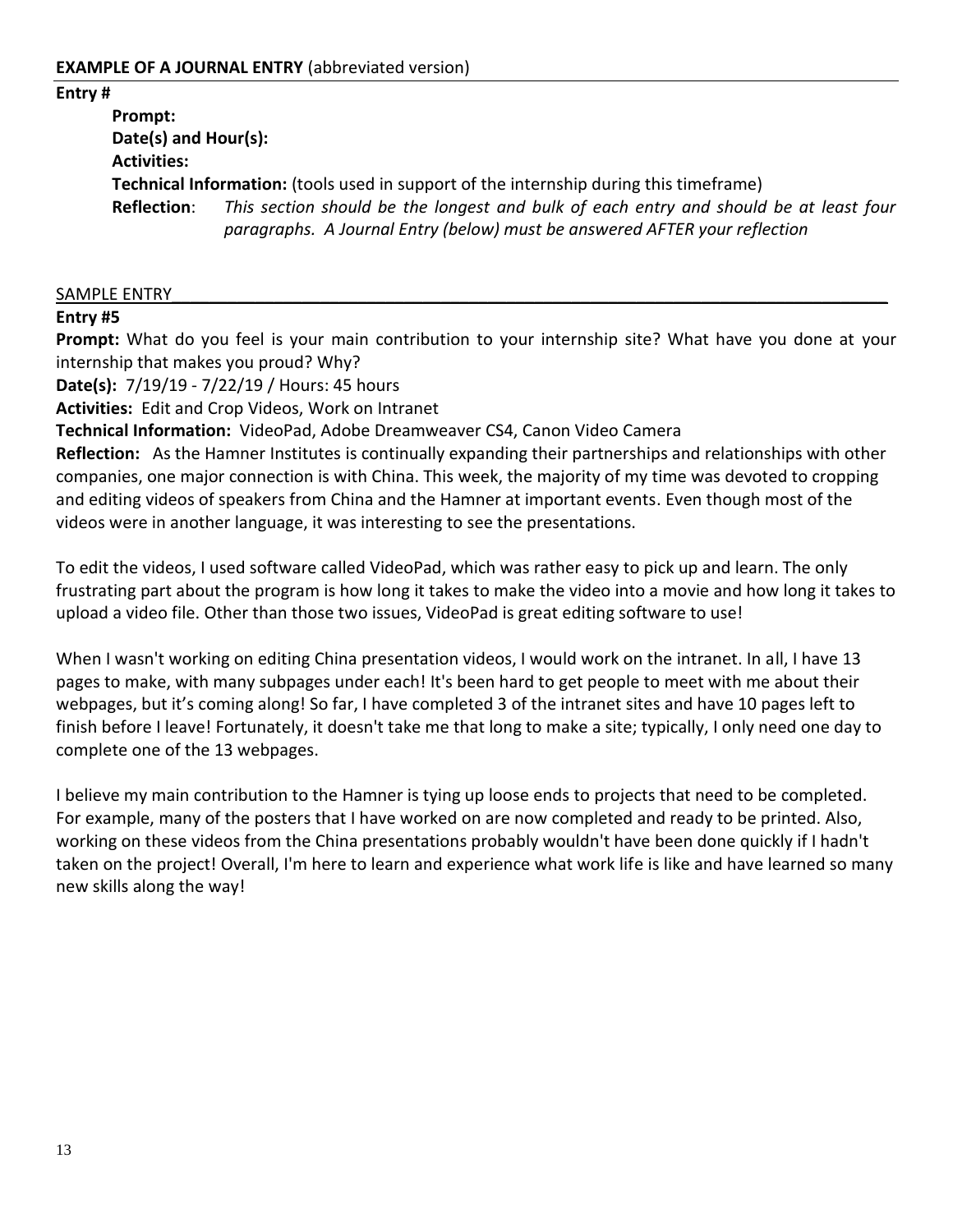**EXAMPLE OF A JOURNAL ENTRY** (abbreviated version)

**Entry #**

> **Prompt:**
>
> **Date(s) and Hour(s):**
>
> **Activities:**
>
> **Technical Information:** (tools used in support of the internship during this timeframe)
>
> **Reflection**: *This section should be the longest and bulk of each entry and should be at least four paragraphs. A Journal Entry (below) must be answered AFTER your reflection*

SAMPLE ENTRY

**Entry #5**

**Prompt:** What do you feel is your main contribution to your internship site? What have you done at your internship that makes you proud? Why?

**Date(s):** 7/19/19 - 7/22/19 / Hours: 45 hours

**Activities:** Edit and Crop Videos, Work on Intranet

**Technical Information:** VideoPad, Adobe Dreamweaver CS4, Canon Video Camera

**Reflection:** As the Hamner Institutes is continually expanding their partnerships and relationships with other companies, one major connection is with China. This week, the majority of my time was devoted to cropping and editing videos of speakers from China and the Hamner at important events. Even though most of the videos were in another language, it was interesting to see the presentations.

To edit the videos, I used software called VideoPad, which was rather easy to pick up and learn. The only frustrating part about the program is how long it takes to make the video into a movie and how long it takes to upload a video file. Other than those two issues, VideoPad is great editing software to use!

When I wasn't working on editing China presentation videos, I would work on the intranet. In all, I have 13 pages to make, with many subpages under each! It's been hard to get people to meet with me about their webpages, but it's coming along! So far, I have completed 3 of the intranet sites and have 10 pages left to finish before I leave! Fortunately, it doesn't take me that long to make a site; typically, I only need one day to complete one of the 13 webpages.

I believe my main contribution to the Hamner is tying up loose ends to projects that need to be completed. For example, many of the posters that I have worked on are now completed and ready to be printed. Also, working on these videos from the China presentations probably wouldn't have been done quickly if I hadn't taken on the project! Overall, I'm here to learn and experience what work life is like and have learned so many new skills along the way!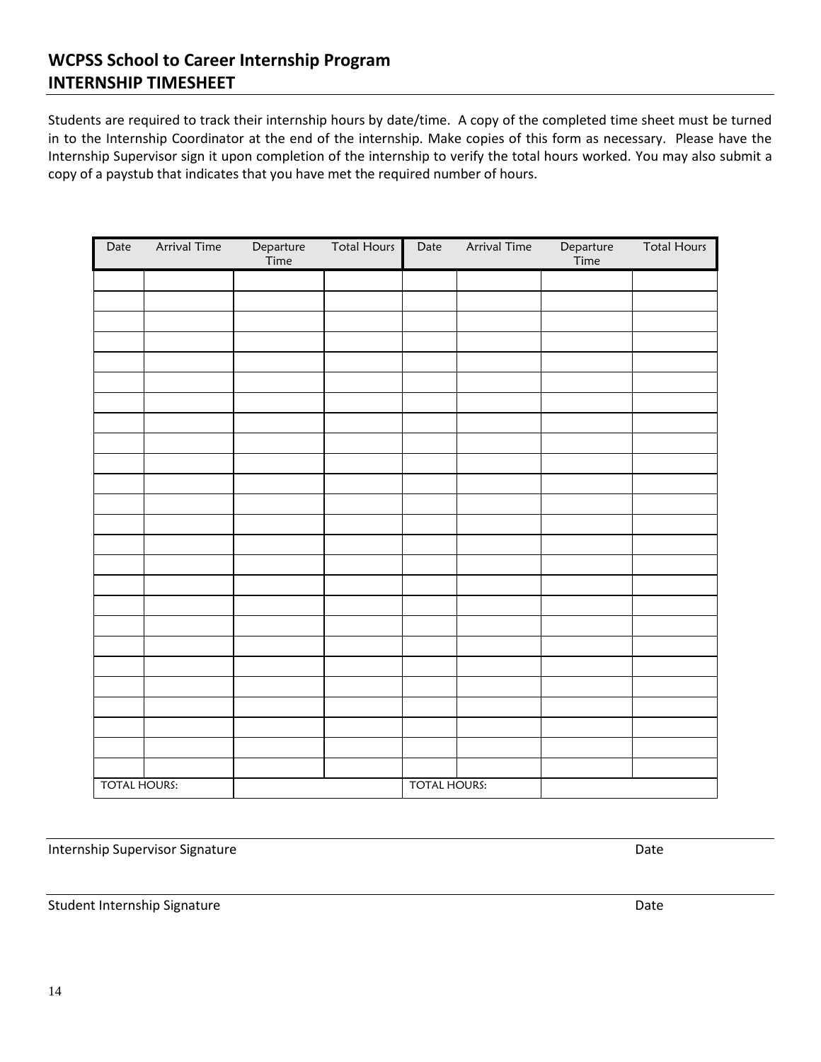## WCPSS School to Career Internship Program
## INTERNSHIP TIMESHEET

Students are required to track their internship hours by date/time. A copy of the completed time sheet must be turned in to the Internship Coordinator at the end of the internship. Make copies of this form as necessary. Please have the Internship Supervisor sign it upon completion of the internship to verify the total hours worked. You may also submit a copy of a paystub that indicates that you have met the required number of hours.

| Date | Arrival Time | Departure Time | Total Hours | Date | Arrival Time | Departure Time | Total Hours |
|---|---|---|---|---|---|---|---|
| | | | | | | | |
| | | | | | | | |
| | | | | | | | |
| | | | | | | | |
| | | | | | | | |
| | | | | | | | |
| | | | | | | | |
| | | | | | | | |
| | | | | | | | |
| | | | | | | | |
| | | | | | | | |
| | | | | | | | |
| | | | | | | | |
| | | | | | | | |
| | | | | | | | |
| | | | | | | | |
| | | | | | | | |
| | | | | | | | |
| | | | | | | | |
| | | | | | | | |
| | | | | | | | |
| | | | | | | | |
| | | | | | | | |
| | | | | | | | |
| | | | | | | | |
| TOTAL HOURS: | | | | TOTAL HOURS: | | | |

Internship Supervisor Signature _______________________________ Date

Student Internship Signature _______________________________ Date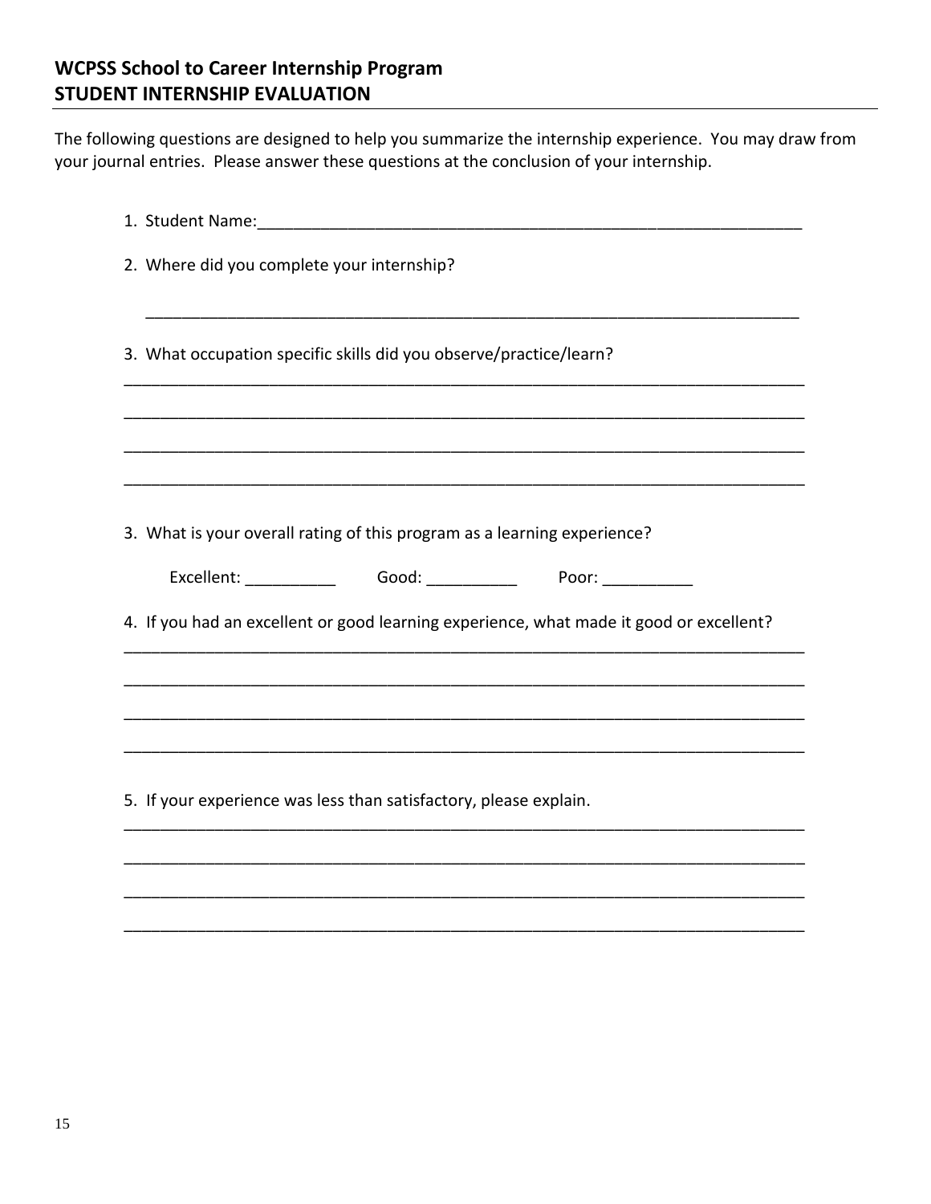## WCPSS School to Career Internship Program
## STUDENT INTERNSHIP EVALUATION

The following questions are designed to help you summarize the internship experience. You may draw from your journal entries. Please answer these questions at the conclusion of your internship.

1. Student Name:_______________________________________________________________

2. Where did you complete your internship?

   ___________________________________________________________________________

3. What occupation specific skills did you observe/practice/learn?

   ___________________________________________________________________________

   ___________________________________________________________________________

   ___________________________________________________________________________

   ___________________________________________________________________________

3. What is your overall rating of this program as a learning experience?

   Excellent: __________ Good: __________ Poor: __________

4. If you had an excellent or good learning experience, what made it good or excellent?

   ___________________________________________________________________________

   ___________________________________________________________________________

   ___________________________________________________________________________

   ___________________________________________________________________________

5. If your experience was less than satisfactory, please explain.

   ___________________________________________________________________________

   ___________________________________________________________________________

   ___________________________________________________________________________

   ___________________________________________________________________________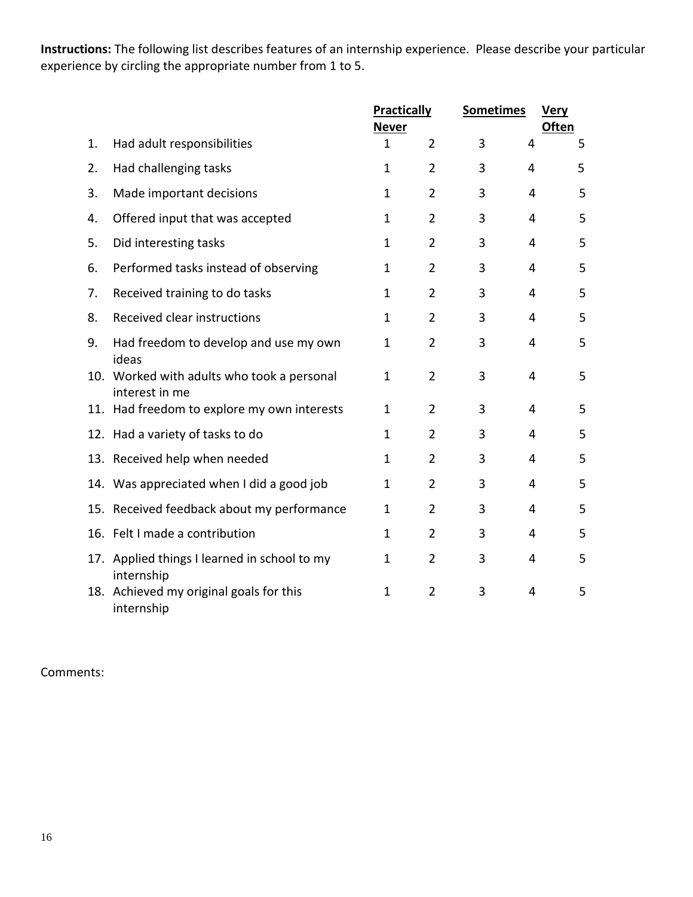**Instructions:** The following list describes features of an internship experience. Please describe your particular experience by circling the appropriate number from 1 to 5.

| | | Practically Never | | Sometimes | | Very Often |
|---|---|---|---|---|---|---|
| 1. | Had adult responsibilities | 1 | 2 | 3 | 4 | 5 |
| 2. | Had challenging tasks | 1 | 2 | 3 | 4 | 5 |
| 3. | Made important decisions | 1 | 2 | 3 | 4 | 5 |
| 4. | Offered input that was accepted | 1 | 2 | 3 | 4 | 5 |
| 5. | Did interesting tasks | 1 | 2 | 3 | 4 | 5 |
| 6. | Performed tasks instead of observing | 1 | 2 | 3 | 4 | 5 |
| 7. | Received training to do tasks | 1 | 2 | 3 | 4 | 5 |
| 8. | Received clear instructions | 1 | 2 | 3 | 4 | 5 |
| 9. | Had freedom to develop and use my own ideas | 1 | 2 | 3 | 4 | 5 |
| 10. | Worked with adults who took a personal interest in me | 1 | 2 | 3 | 4 | 5 |
| 11. | Had freedom to explore my own interests | 1 | 2 | 3 | 4 | 5 |
| 12. | Had a variety of tasks to do | 1 | 2 | 3 | 4 | 5 |
| 13. | Received help when needed | 1 | 2 | 3 | 4 | 5 |
| 14. | Was appreciated when I did a good job | 1 | 2 | 3 | 4 | 5 |
| 15. | Received feedback about my performance | 1 | 2 | 3 | 4 | 5 |
| 16. | Felt I made a contribution | 1 | 2 | 3 | 4 | 5 |
| 17. | Applied things I learned in school to my internship | 1 | 2 | 3 | 4 | 5 |
| 18. | Achieved my original goals for this internship | 1 | 2 | 3 | 4 | 5 |

Comments: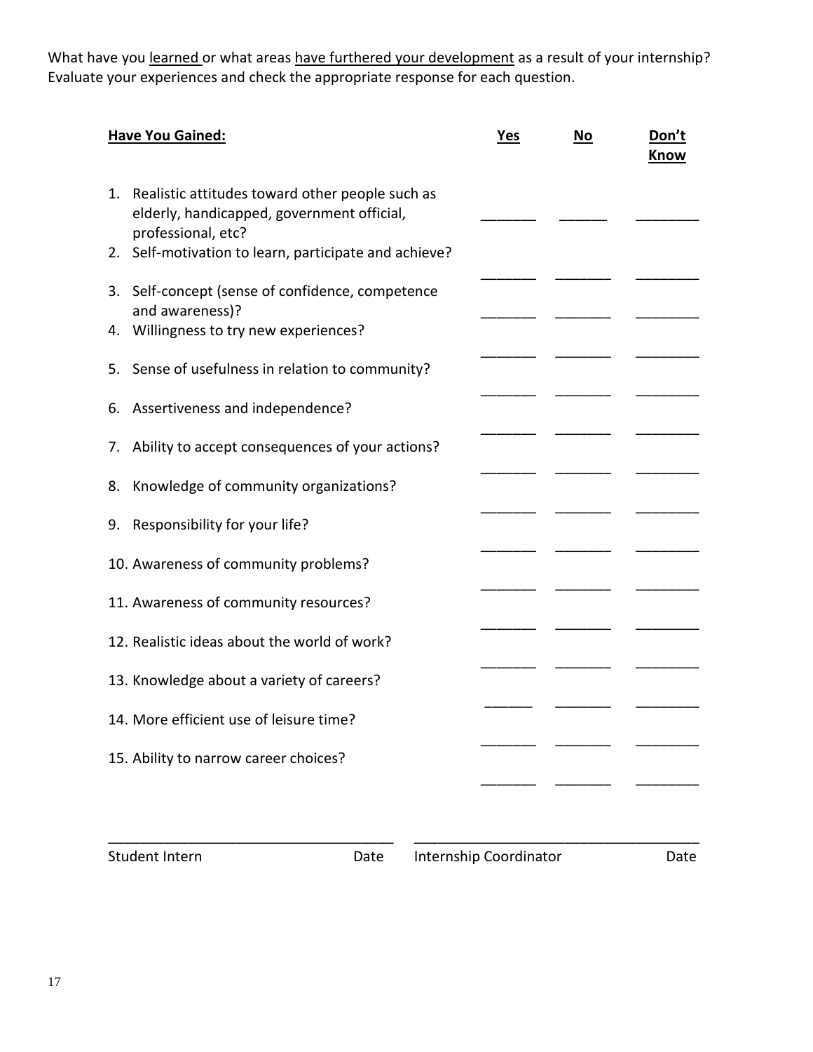What have you <u>learned</u> or what areas <u>have furthered your development</u> as a result of your internship? Evaluate your experiences and check the appropriate response for each question.

| **Have You Gained:** | **Yes** | **No** | **Don't Know** |
|---|---|---|---|
| 1. Realistic attitudes toward other people such as elderly, handicapped, government official, professional, etc? | _______ | ______ | ________ |
| 2. Self-motivation to learn, participate and achieve? | _______ | _______ | ________ |
| 3. Self-concept (sense of confidence, competence and awareness)? | _______ | _______ | ________ |
| 4. Willingness to try new experiences? | _______ | _______ | ________ |
| 5. Sense of usefulness in relation to community? | _______ | _______ | ________ |
| 6. Assertiveness and independence? | _______ | _______ | ________ |
| 7. Ability to accept consequences of your actions? | _______ | _______ | ________ |
| 8. Knowledge of community organizations? | _______ | _______ | ________ |
| 9. Responsibility for your life? | _______ | _______ | ________ |
| 10. Awareness of community problems? | _______ | _______ | ________ |
| 11. Awareness of community resources? | _______ | _______ | ________ |
| 12. Realistic ideas about the world of work? | _______ | _______ | ________ |
| 13. Knowledge about a variety of careers? | ______ | _______ | ________ |
| 14. More efficient use of leisure time? | _______ | _______ | ________ |
| 15. Ability to narrow career choices? | _______ | _______ | ________ |

_____________________________________ _____________________________________

Student Intern Date Internship Coordinator Date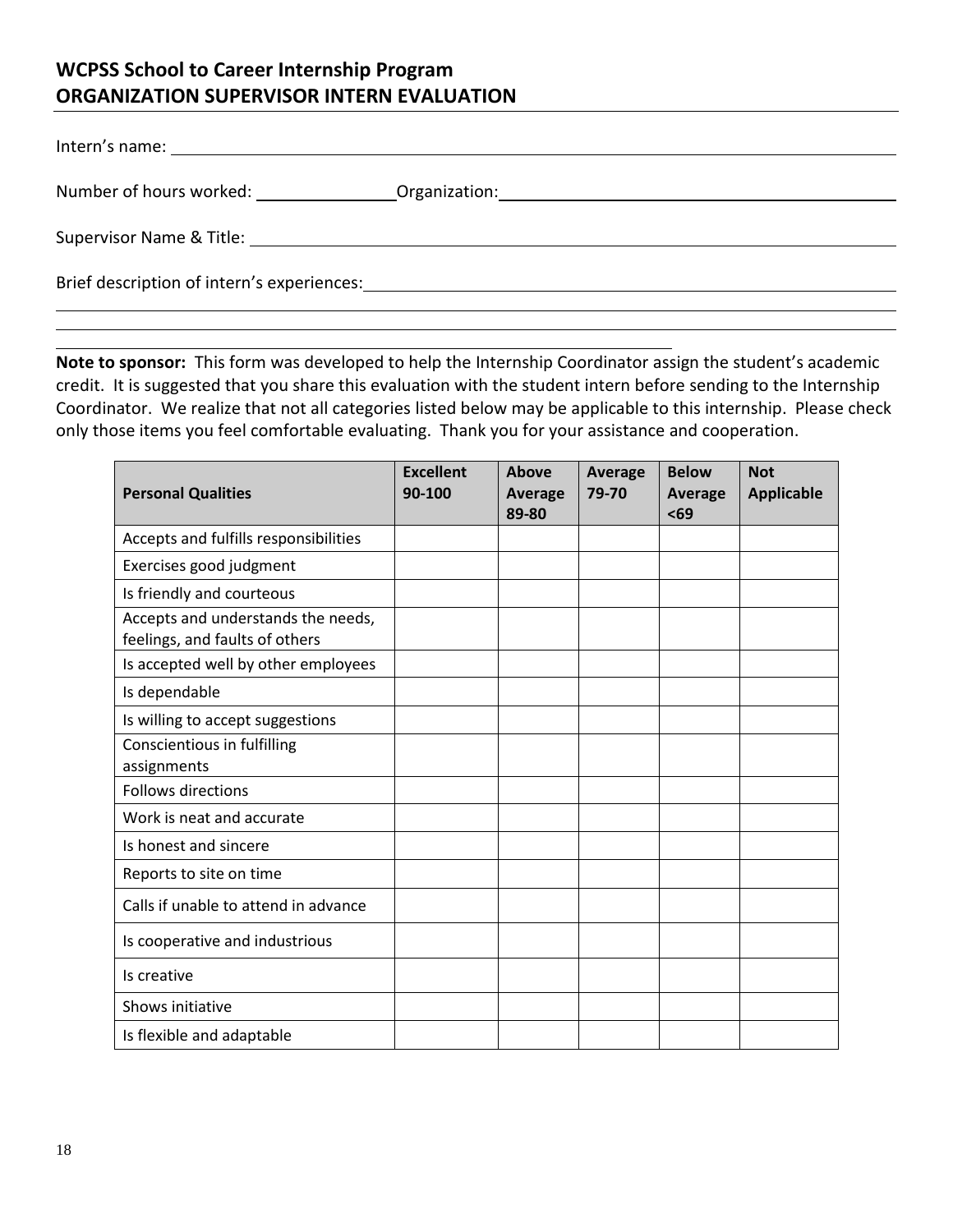# WCPSS School to Career Internship Program
## ORGANIZATION SUPERVISOR INTERN EVALUATION

Intern's name: ______________________________________________

Number of hours worked: ____________ Organization: ______________________________

Supervisor Name & Title: ______________________________________________

Brief description of intern's experiences: ______________________________________________

______________________________________________

______________________________________________

**Note to sponsor:** This form was developed to help the Internship Coordinator assign the student's academic credit. It is suggested that you share this evaluation with the student intern before sending to the Internship Coordinator. We realize that not all categories listed below may be applicable to this internship. Please check only those items you feel comfortable evaluating. Thank you for your assistance and cooperation.

| **Personal Qualities** | **Excellent 90-100** | **Above Average 89-80** | **Average 79-70** | **Below Average <69** | **Not Applicable** |
|---|---|---|---|---|---|
| Accepts and fulfills responsibilities | | | | | |
| Exercises good judgment | | | | | |
| Is friendly and courteous | | | | | |
| Accepts and understands the needs, feelings, and faults of others | | | | | |
| Is accepted well by other employees | | | | | |
| Is dependable | | | | | |
| Is willing to accept suggestions | | | | | |
| Conscientious in fulfilling assignments | | | | | |
| Follows directions | | | | | |
| Work is neat and accurate | | | | | |
| Is honest and sincere | | | | | |
| Reports to site on time | | | | | |
| Calls if unable to attend in advance | | | | | |
| Is cooperative and industrious | | | | | |
| Is creative | | | | | |
| Shows initiative | | | | | |
| Is flexible and adaptable | | | | | |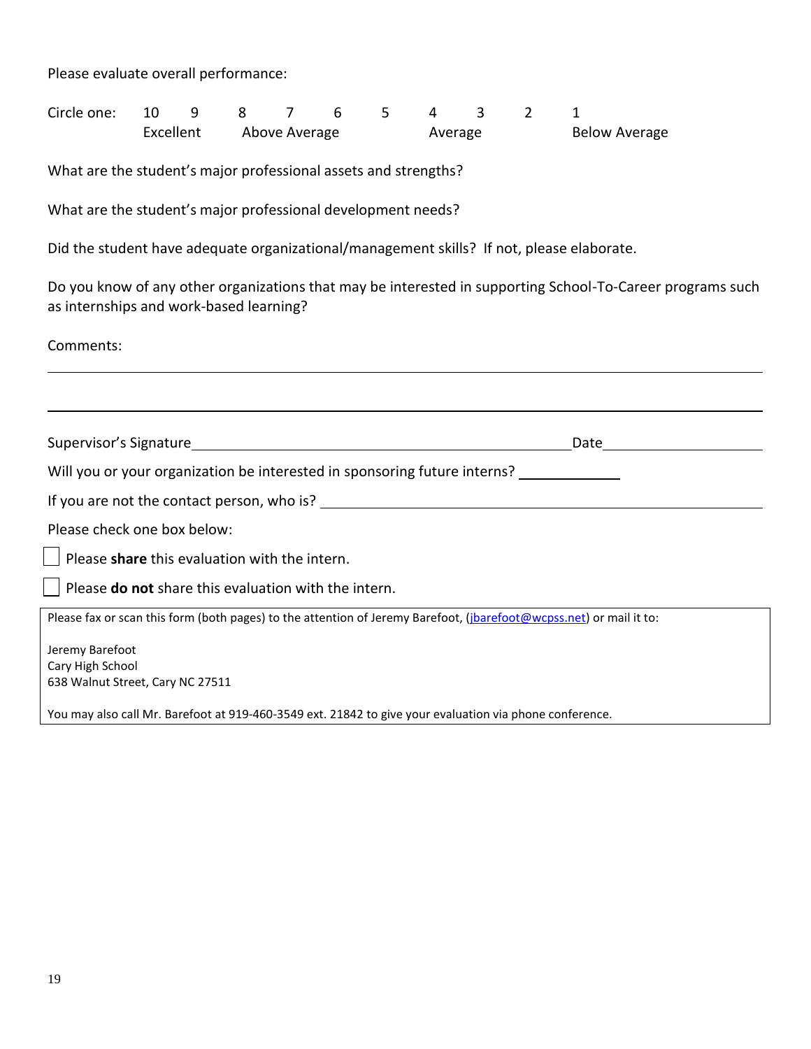Please evaluate overall performance:

| Circle one: | 10 | 9 | 8 | 7 | 6 | 5 | 4 | 3 | 2 | 1 |
|---|---|---|---|---|---|---|---|---|---|---|
| | Excellent | | Above Average | | | | Average | | | Below Average |

What are the student's major professional assets and strengths?

What are the student's major professional development needs?

Did the student have adequate organizational/management skills? If not, please elaborate.

Do you know of any other organizations that may be interested in supporting School-To-Career programs such as internships and work-based learning?

Comments:

_______________________________________________________________________________

_______________________________________________________________________________

Supervisor's Signature_____________________________________________ Date____________________

Will you or your organization be interested in sponsoring future interns? ____________

If you are not the contact person, who is? _____________________________________________

Please check one box below:

☐ Please **share** this evaluation with the intern.

☐ Please **do not** share this evaluation with the intern.

Please fax or scan this form (both pages) to the attention of Jeremy Barefoot, ([jbarefoot@wcpss.net](mailto:jbarefoot@wcpss.net)) or mail it to:

Jeremy Barefoot
Cary High School
638 Walnut Street, Cary NC 27511

You may also call Mr. Barefoot at 919-460-3549 ext. 21842 to give your evaluation via phone conference.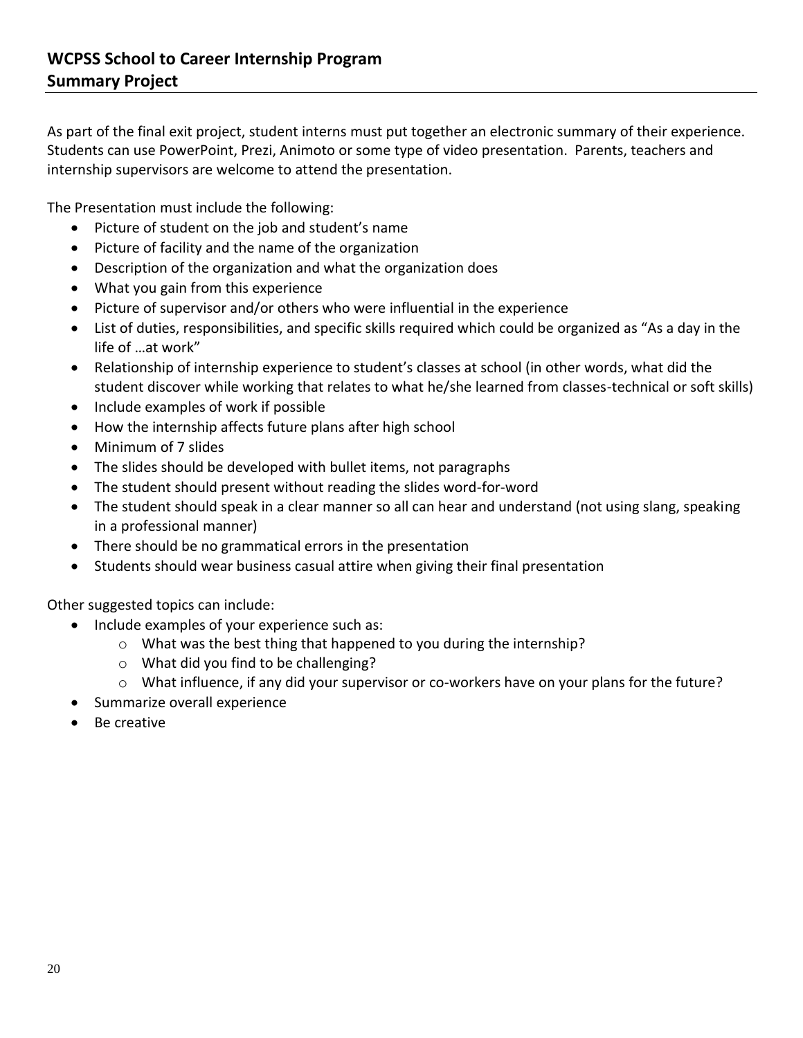## WCPSS School to Career Internship Program
## Summary Project

As part of the final exit project, student interns must put together an electronic summary of their experience. Students can use PowerPoint, Prezi, Animoto or some type of video presentation. Parents, teachers and internship supervisors are welcome to attend the presentation.

The Presentation must include the following:

- Picture of student on the job and student's name
- Picture of facility and the name of the organization
- Description of the organization and what the organization does
- What you gain from this experience
- Picture of supervisor and/or others who were influential in the experience
- List of duties, responsibilities, and specific skills required which could be organized as "As a day in the life of …at work"
- Relationship of internship experience to student's classes at school (in other words, what did the student discover while working that relates to what he/she learned from classes-technical or soft skills)
- Include examples of work if possible
- How the internship affects future plans after high school
- Minimum of 7 slides
- The slides should be developed with bullet items, not paragraphs
- The student should present without reading the slides word-for-word
- The student should speak in a clear manner so all can hear and understand (not using slang, speaking in a professional manner)
- There should be no grammatical errors in the presentation
- Students should wear business casual attire when giving their final presentation

Other suggested topics can include:

- Include examples of your experience such as:
  - What was the best thing that happened to you during the internship?
  - What did you find to be challenging?
  - What influence, if any did your supervisor or co-workers have on your plans for the future?
- Summarize overall experience
- Be creative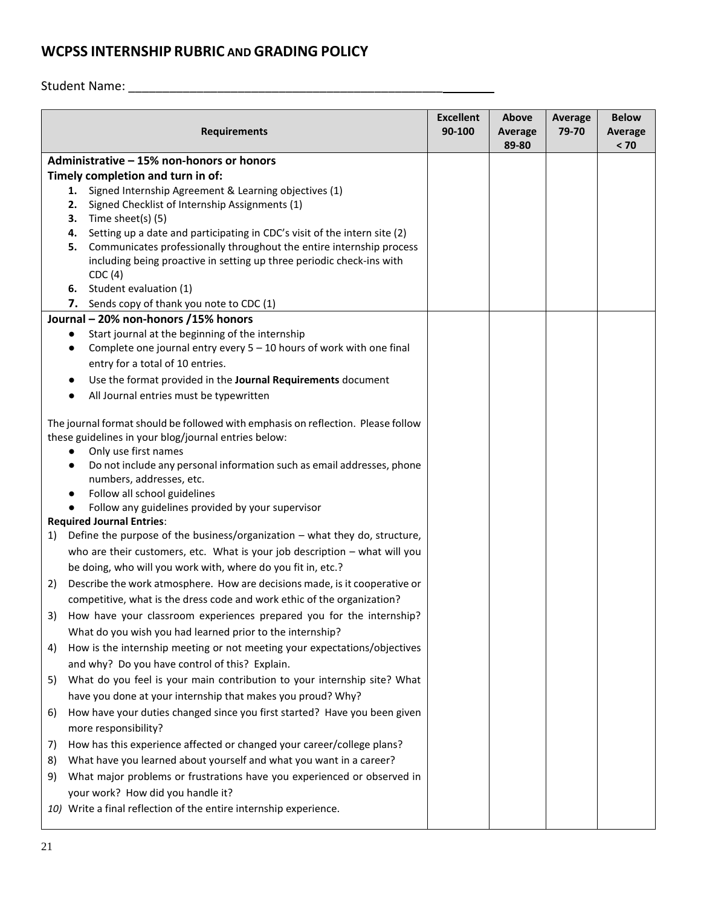## WCPSS INTERNSHIP RUBRIC AND GRADING POLICY

Student Name: _______________________________________________

| Requirements | Excellent 90-100 | Above Average 89-80 | Average 79-70 | Below Average < 70 |
|---|---|---|---|---|
| **Administrative – 15% non-honors or honors**<br>**Timely completion and turn in of:**<br>**1.** Signed Internship Agreement & Learning objectives (1)<br>**2.** Signed Checklist of Internship Assignments (1)<br>**3.** Time sheet(s) (5)<br>**4.** Setting up a date and participating in CDC's visit of the intern site (2)<br>**5.** Communicates professionally throughout the entire internship process including being proactive in setting up three periodic check-ins with CDC (4)<br>**6.** Student evaluation (1)<br>**7.** Sends copy of thank you note to CDC (1) | | | | |
| **Journal – 20% non-honors /15% honors**<br>● Start journal at the beginning of the internship<br>● Complete one journal entry every 5 – 10 hours of work with one final entry for a total of 10 entries.<br>● Use the format provided in the **Journal Requirements** document<br>● All Journal entries must be typewritten<br><br>The journal format should be followed with emphasis on reflection. Please follow these guidelines in your blog/journal entries below:<br>● Only use first names<br>● Do not include any personal information such as email addresses, phone numbers, addresses, etc.<br>● Follow all school guidelines<br>● Follow any guidelines provided by your supervisor<br>**Required Journal Entries**:<br>1) Define the purpose of the business/organization – what they do, structure, who are their customers, etc. What is your job description – what will you be doing, who will you work with, where do you fit in, etc.?<br>2) Describe the work atmosphere. How are decisions made, is it cooperative or competitive, what is the dress code and work ethic of the organization?<br>3) How have your classroom experiences prepared you for the internship? What do you wish you had learned prior to the internship?<br>4) How is the internship meeting or not meeting your expectations/objectives and why? Do you have control of this? Explain.<br>5) What do you feel is your main contribution to your internship site? What have you done at your internship that makes you proud? Why?<br>6) How have your duties changed since you first started? Have you been given more responsibility?<br>7) How has this experience affected or changed your career/college plans?<br>8) What have you learned about yourself and what you want in a career?<br>9) What major problems or frustrations have you experienced or observed in your work? How did you handle it?<br>*10) Write a final reflection of the entire internship experience.* | | | | |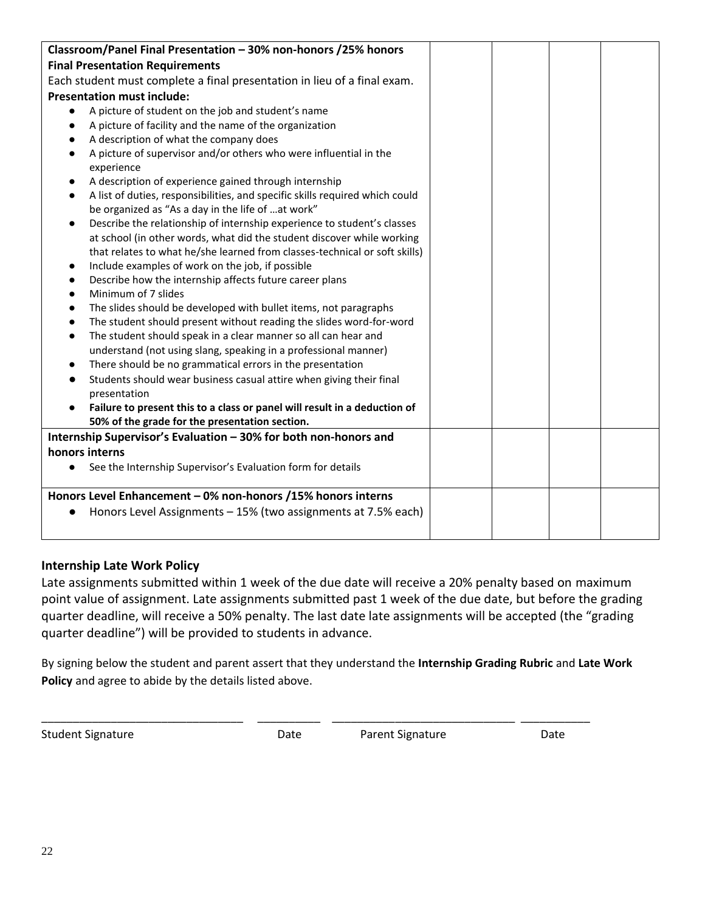| | | | | |
|---|---|---|---|---|
| **Classroom/Panel Final Presentation – 30% non-honors /25% honors**<br>**Final Presentation Requirements**<br>Each student must complete a final presentation in lieu of a final exam.<br>**Presentation must include:**<br>● A picture of student on the job and student's name<br>● A picture of facility and the name of the organization<br>● A description of what the company does<br>● A picture of supervisor and/or others who were influential in the experience<br>● A description of experience gained through internship<br>● A list of duties, responsibilities, and specific skills required which could be organized as "As a day in the life of …at work"<br>● Describe the relationship of internship experience to student's classes at school (in other words, what did the student discover while working that relates to what he/she learned from classes-technical or soft skills)<br>● Include examples of work on the job, if possible<br>● Describe how the internship affects future career plans<br>● Minimum of 7 slides<br>● The slides should be developed with bullet items, not paragraphs<br>● The student should present without reading the slides word-for-word<br>● The student should speak in a clear manner so all can hear and understand (not using slang, speaking in a professional manner)<br>● There should be no grammatical errors in the presentation<br>● Students should wear business casual attire when giving their final presentation<br>● **Failure to present this to a class or panel will result in a deduction of 50% of the grade for the presentation section.** | | | | |
| **Internship Supervisor's Evaluation – 30% for both non-honors and honors interns**<br>● See the Internship Supervisor's Evaluation form for details | | | | |
| **Honors Level Enhancement – 0% non-honors /15% honors interns**<br>● Honors Level Assignments – 15% (two assignments at 7.5% each) | | | | |

## Internship Late Work Policy

Late assignments submitted within 1 week of the due date will receive a 20% penalty based on maximum point value of assignment. Late assignments submitted past 1 week of the due date, but before the grading quarter deadline, will receive a 50% penalty. The last date late assignments will be accepted (the "grading quarter deadline") will be provided to students in advance.

By signing below the student and parent assert that they understand the **Internship Grading Rubric** and **Late Work Policy** and agree to abide by the details listed above.

_______________________________ __________ ____________________________ ___________

Student Signature Date Parent Signature Date